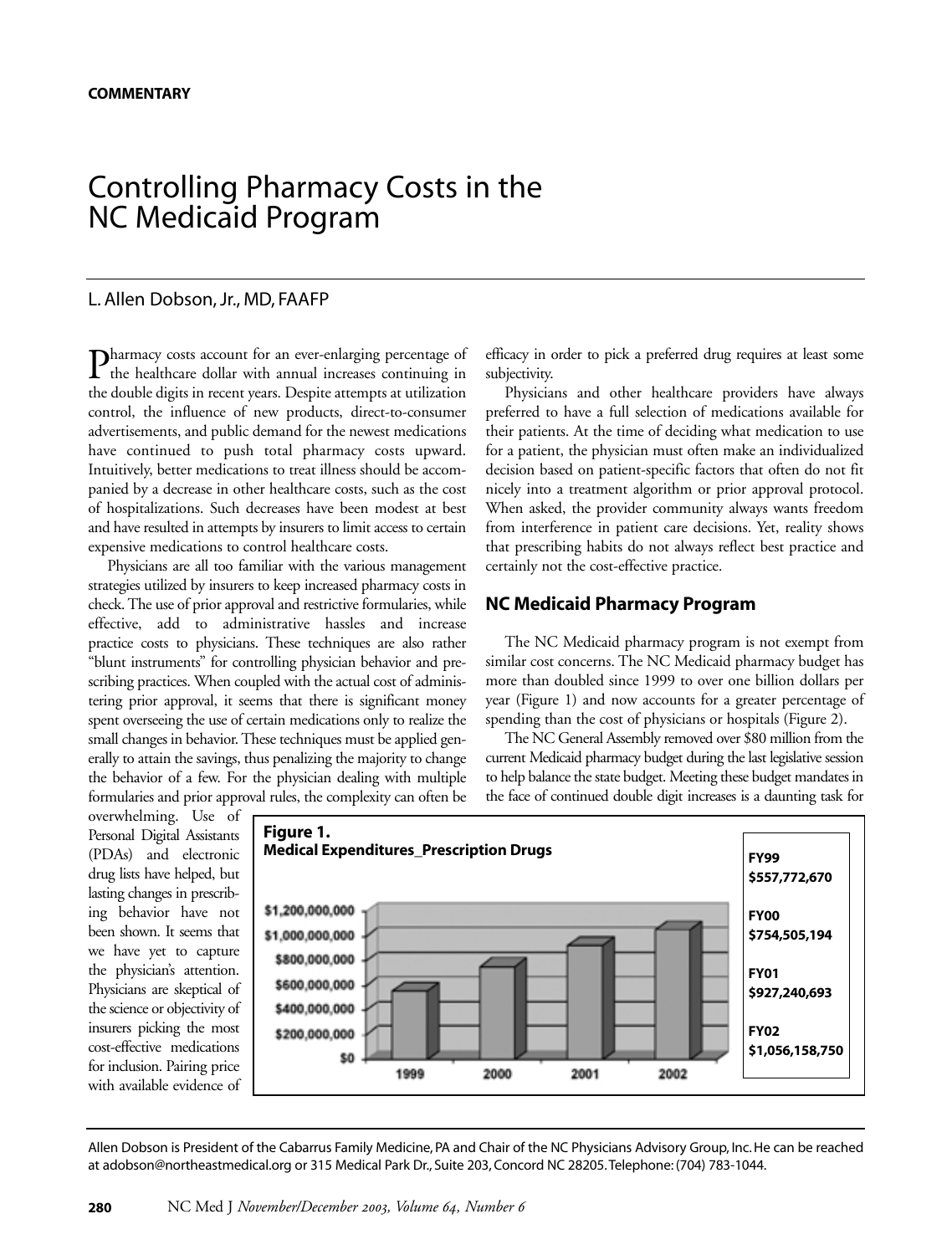COMMENTARY

# Controlling Pharmacy Costs in the NC Medicaid Program

L. Allen Dobson, Jr., MD, FAAFP

Pharmacy costs account for an ever-enlarging percentage of the healthcare dollar with annual increases continuing in the double digits in recent years. Despite attempts at utilization control, the influence of new products, direct-to-consumer advertisements, and public demand for the newest medications have continued to push total pharmacy costs upward. Intuitively, better medications to treat illness should be accompanied by a decrease in other healthcare costs, such as the cost of hospitalizations. Such decreases have been modest at best and have resulted in attempts by insurers to limit access to certain expensive medications to control healthcare costs.

Physicians are all too familiar with the various management strategies utilized by insurers to keep increased pharmacy costs in check. The use of prior approval and restrictive formularies, while effective, add to administrative hassles and increase practice costs to physicians. These techniques are also rather "blunt instruments" for controlling physician behavior and prescribing practices. When coupled with the actual cost of administering prior approval, it seems that there is significant money spent overseeing the use of certain medications only to realize the small changes in behavior. These techniques must be applied generally to attain the savings, thus penalizing the majority to change the behavior of a few. For the physician dealing with multiple formularies and prior approval rules, the complexity can often be overwhelming. Use of Personal Digital Assistants (PDAs) and electronic drug lists have helped, but lasting changes in prescribing behavior have not been shown. It seems that we have yet to capture the physician's attention. Physicians are skeptical of the science or objectivity of insurers picking the most cost-effective medications for inclusion. Pairing price with available evidence of efficacy in order to pick a preferred drug requires at least some subjectivity.

Physicians and other healthcare providers have always preferred to have a full selection of medications available for their patients. At the time of deciding what medication to use for a patient, the physician must often make an individualized decision based on patient-specific factors that often do not fit nicely into a treatment algorithm or prior approval protocol. When asked, the provider community always wants freedom from interference in patient care decisions. Yet, reality shows that prescribing habits do not always reflect best practice and certainly not the cost-effective practice.

## NC Medicaid Pharmacy Program

The NC Medicaid pharmacy program is not exempt from similar cost concerns. The NC Medicaid pharmacy budget has more than doubled since 1999 to over one billion dollars per year (Figure 1) and now accounts for a greater percentage of spending than the cost of physicians or hospitals (Figure 2).

The NC General Assembly removed over $80 million from the current Medicaid pharmacy budget during the last legislative session to help balance the state budget. Meeting these budget mandates in the face of continued double digit increases is a daunting task for

**Figure 1.**
**Medical Expenditures_Prescription Drugs**

| Year | Expenditure |
|---|---|
| FY99 | $557,772,670 |
| FY00 | $754,505,194 |
| FY01 | $927,240,693 |
| FY02 | $1,056,158,750 |

---

Allen Dobson is President of the Cabarrus Family Medicine, PA and Chair of the NC Physicians Advisory Group, Inc. He can be reached at adobson@northeastmedical.org or 315 Medical Park Dr., Suite 203, Concord NC 28205. Telephone: (704) 783-1044.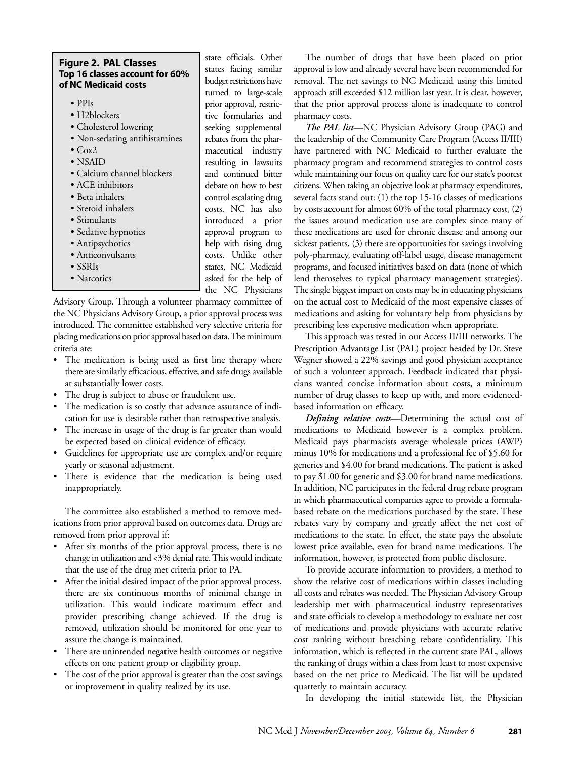**Figure 2. PAL Classes**
**Top 16 classes account for 60% of NC Medicaid costs**

- PPIs
- H2blockers
- Cholesterol lowering
- Non-sedating antihistamines
- Cox2
- NSAID
- Calcium channel blockers
- ACE inhibitors
- Beta inhalers
- Steroid inhalers
- Stimulants
- Sedative hypnotics
- Antipsychotics
- Anticonvulsants
- SSRIs
- Narcotics

state officials. Other states facing similar budget restrictions have turned to large-scale prior approval, restrictive formularies and seeking supplemental rebates from the pharmaceutical industry resulting in lawsuits and continued bitter debate on how to best control escalating drug costs. NC has also introduced a prior approval program to help with rising drug costs. Unlike other states, NC Medicaid asked for the help of the NC Physicians Advisory Group. Through a volunteer pharmacy committee of the NC Physicians Advisory Group, a prior approval process was introduced. The committee established very selective criteria for placing medications on prior approval based on data. The minimum criteria are:

- The medication is being used as first line therapy where there are similarly efficacious, effective, and safe drugs available at substantially lower costs.
- The drug is subject to abuse or fraudulent use.
- The medication is so costly that advance assurance of indication for use is desirable rather than retrospective analysis.
- The increase in usage of the drug is far greater than would be expected based on clinical evidence of efficacy.
- Guidelines for appropriate use are complex and/or require yearly or seasonal adjustment.
- There is evidence that the medication is being used inappropriately.

The committee also established a method to remove medications from prior approval based on outcomes data. Drugs are removed from prior approval if:

- After six months of the prior approval process, there is no change in utilization and <3% denial rate. This would indicate that the use of the drug met criteria prior to PA.
- After the initial desired impact of the prior approval process, there are six continuous months of minimal change in utilization. This would indicate maximum effect and provider prescribing change achieved. If the drug is removed, utilization should be monitored for one year to assure the change is maintained.
- There are unintended negative health outcomes or negative effects on one patient group or eligibility group.
- The cost of the prior approval is greater than the cost savings or improvement in quality realized by its use.

The number of drugs that have been placed on prior approval is low and already several have been recommended for removal. The net savings to NC Medicaid using this limited approach still exceeded $12 million last year. It is clear, however, that the prior approval process alone is inadequate to control pharmacy costs.

***The PAL list***—NC Physician Advisory Group (PAG) and the leadership of the Community Care Program (Access II/III) have partnered with NC Medicaid to further evaluate the pharmacy program and recommend strategies to control costs while maintaining our focus on quality care for our state's poorest citizens. When taking an objective look at pharmacy expenditures, several facts stand out: (1) the top 15-16 classes of medications by costs account for almost 60% of the total pharmacy cost, (2) the issues around medication use are complex since many of these medications are used for chronic disease and among our sickest patients, (3) there are opportunities for savings involving poly-pharmacy, evaluating off-label usage, disease management programs, and focused initiatives based on data (none of which lend themselves to typical pharmacy management strategies). The single biggest impact on costs may be in educating physicians on the actual cost to Medicaid of the most expensive classes of medications and asking for voluntary help from physicians by prescribing less expensive medication when appropriate.

This approach was tested in our Access II/III networks. The Prescription Advantage List (PAL) project headed by Dr. Steve Wegner showed a 22% savings and good physician acceptance of such a volunteer approach. Feedback indicated that physicians wanted concise information about costs, a minimum number of drug classes to keep up with, and more evidenced-based information on efficacy.

***Defining relative costs***—Determining the actual cost of medications to Medicaid however is a complex problem. Medicaid pays pharmacists average wholesale prices (AWP) minus 10% for medications and a professional fee of $5.60 for generics and $4.00 for brand medications. The patient is asked to pay $1.00 for generic and $3.00 for brand name medications. In addition, NC participates in the federal drug rebate program in which pharmaceutical companies agree to provide a formula-based rebate on the medications purchased by the state. These rebates vary by company and greatly affect the net cost of medications to the state. In effect, the state pays the absolute lowest price available, even for brand name medications. The information, however, is protected from public disclosure.

To provide accurate information to providers, a method to show the relative cost of medications within classes including all costs and rebates was needed. The Physician Advisory Group leadership met with pharmaceutical industry representatives and state officials to develop a methodology to evaluate net cost of medications and provide physicians with accurate relative cost ranking without breaching rebate confidentiality. This information, which is reflected in the current state PAL, allows the ranking of drugs within a class from least to most expensive based on the net price to Medicaid. The list will be updated quarterly to maintain accuracy.

In developing the initial statewide list, the Physician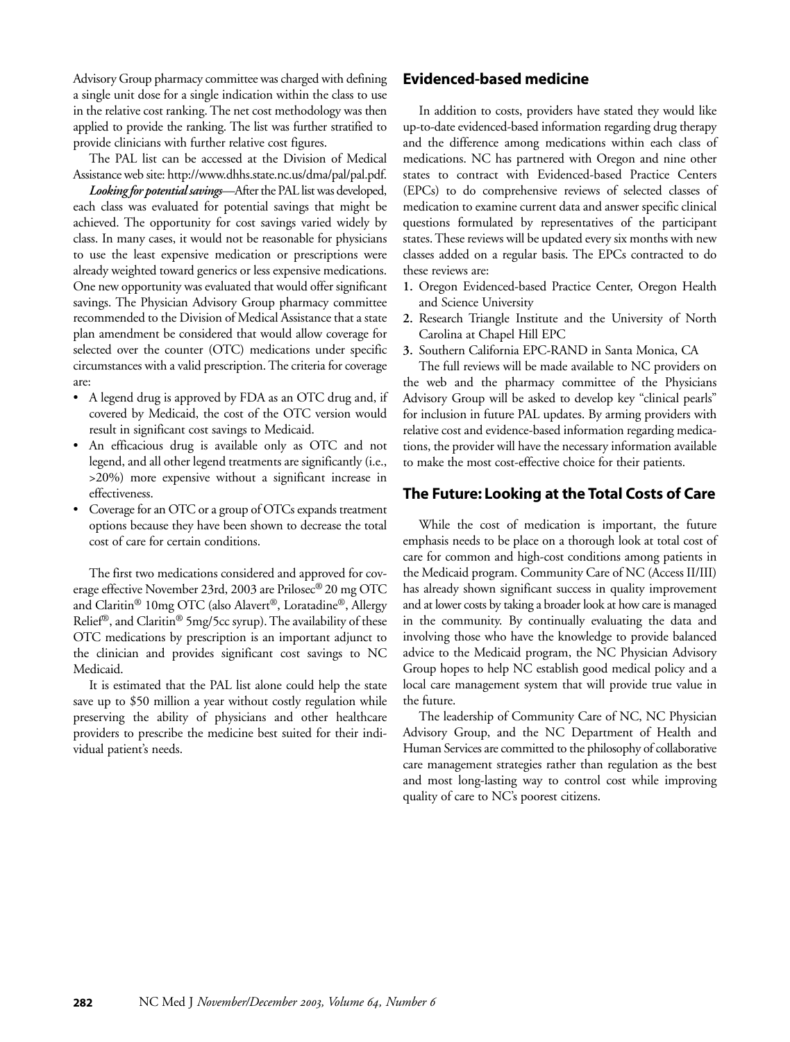Advisory Group pharmacy committee was charged with defining a single unit dose for a single indication within the class to use in the relative cost ranking. The net cost methodology was then applied to provide the ranking. The list was further stratified to provide clinicians with further relative cost figures.

The PAL list can be accessed at the Division of Medical Assistance web site: http://www.dhhs.state.nc.us/dma/pal/pal.pdf.

***Looking for potential savings***—After the PAL list was developed, each class was evaluated for potential savings that might be achieved. The opportunity for cost savings varied widely by class. In many cases, it would not be reasonable for physicians to use the least expensive medication or prescriptions were already weighted toward generics or less expensive medications. One new opportunity was evaluated that would offer significant savings. The Physician Advisory Group pharmacy committee recommended to the Division of Medical Assistance that a state plan amendment be considered that would allow coverage for selected over the counter (OTC) medications under specific circumstances with a valid prescription. The criteria for coverage are:

- A legend drug is approved by FDA as an OTC drug and, if covered by Medicaid, the cost of the OTC version would result in significant cost savings to Medicaid.
- An efficacious drug is available only as OTC and not legend, and all other legend treatments are significantly (i.e., >20%) more expensive without a significant increase in effectiveness.
- Coverage for an OTC or a group of OTCs expands treatment options because they have been shown to decrease the total cost of care for certain conditions.

The first two medications considered and approved for coverage effective November 23rd, 2003 are Prilosec® 20 mg OTC and Claritin® 10mg OTC (also Alavert®, Loratadine®, Allergy Relief®, and Claritin® 5mg/5cc syrup). The availability of these OTC medications by prescription is an important adjunct to the clinician and provides significant cost savings to NC Medicaid.

It is estimated that the PAL list alone could help the state save up to $50 million a year without costly regulation while preserving the ability of physicians and other healthcare providers to prescribe the medicine best suited for their individual patient's needs.

## Evidenced-based medicine

In addition to costs, providers have stated they would like up-to-date evidenced-based information regarding drug therapy and the difference among medications within each class of medications. NC has partnered with Oregon and nine other states to contract with Evidenced-based Practice Centers (EPCs) to do comprehensive reviews of selected classes of medication to examine current data and answer specific clinical questions formulated by representatives of the participant states. These reviews will be updated every six months with new classes added on a regular basis. The EPCs contracted to do these reviews are:

1. Oregon Evidenced-based Practice Center, Oregon Health and Science University
2. Research Triangle Institute and the University of North Carolina at Chapel Hill EPC
3. Southern California EPC-RAND in Santa Monica, CA

The full reviews will be made available to NC providers on the web and the pharmacy committee of the Physicians Advisory Group will be asked to develop key "clinical pearls" for inclusion in future PAL updates. By arming providers with relative cost and evidence-based information regarding medications, the provider will have the necessary information available to make the most cost-effective choice for their patients.

## The Future: Looking at the Total Costs of Care

While the cost of medication is important, the future emphasis needs to be place on a thorough look at total cost of care for common and high-cost conditions among patients in the Medicaid program. Community Care of NC (Access II/III) has already shown significant success in quality improvement and at lower costs by taking a broader look at how care is managed in the community. By continually evaluating the data and involving those who have the knowledge to provide balanced advice to the Medicaid program, the NC Physician Advisory Group hopes to help NC establish good medical policy and a local care management system that will provide true value in the future.

The leadership of Community Care of NC, NC Physician Advisory Group, and the NC Department of Health and Human Services are committed to the philosophy of collaborative care management strategies rather than regulation as the best and most long-lasting way to control cost while improving quality of care to NC's poorest citizens.